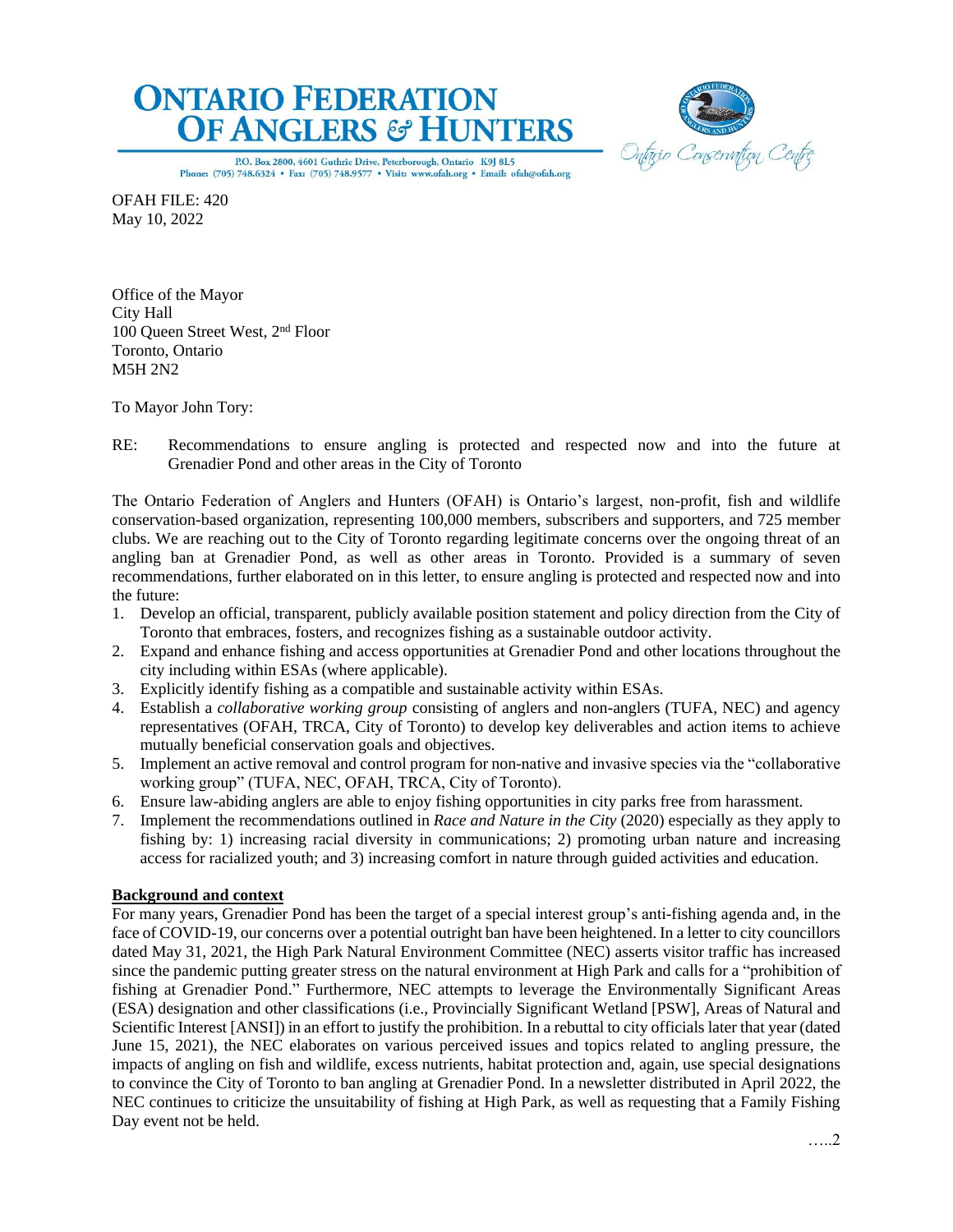# ONTARIO FEDERATION OF ANGLERS & HUNTERS

P.O. Box 2800, 4601 Guthrie Drive, Peterborough, Ontario K9J 8L5
Phone: (705) 748.6324 • Fax: (705) 748.9577 • Visit: www.ofah.org • Email: ofah@ofah.org

Ontario Conservation Centre

OFAH FILE: 420
May 10, 2022

Office of the Mayor
City Hall
100 Queen Street West, 2nd Floor
Toronto, Ontario
M5H 2N2

To Mayor John Tory:

RE: Recommendations to ensure angling is protected and respected now and into the future at Grenadier Pond and other areas in the City of Toronto

The Ontario Federation of Anglers and Hunters (OFAH) is Ontario's largest, non-profit, fish and wildlife conservation-based organization, representing 100,000 members, subscribers and supporters, and 725 member clubs. We are reaching out to the City of Toronto regarding legitimate concerns over the ongoing threat of an angling ban at Grenadier Pond, as well as other areas in Toronto. Provided is a summary of seven recommendations, further elaborated on in this letter, to ensure angling is protected and respected now and into the future:

1. Develop an official, transparent, publicly available position statement and policy direction from the City of Toronto that embraces, fosters, and recognizes fishing as a sustainable outdoor activity.
2. Expand and enhance fishing and access opportunities at Grenadier Pond and other locations throughout the city including within ESAs (where applicable).
3. Explicitly identify fishing as a compatible and sustainable activity within ESAs.
4. Establish a *collaborative working group* consisting of anglers and non-anglers (TUFA, NEC) and agency representatives (OFAH, TRCA, City of Toronto) to develop key deliverables and action items to achieve mutually beneficial conservation goals and objectives.
5. Implement an active removal and control program for non-native and invasive species via the "collaborative working group" (TUFA, NEC, OFAH, TRCA, City of Toronto).
6. Ensure law-abiding anglers are able to enjoy fishing opportunities in city parks free from harassment.
7. Implement the recommendations outlined in *Race and Nature in the City* (2020) especially as they apply to fishing by: 1) increasing racial diversity in communications; 2) promoting urban nature and increasing access for racialized youth; and 3) increasing comfort in nature through guided activities and education.

**Background and context**

For many years, Grenadier Pond has been the target of a special interest group's anti-fishing agenda and, in the face of COVID-19, our concerns over a potential outright ban have been heightened. In a letter to city councillors dated May 31, 2021, the High Park Natural Environment Committee (NEC) asserts visitor traffic has increased since the pandemic putting greater stress on the natural environment at High Park and calls for a "prohibition of fishing at Grenadier Pond." Furthermore, NEC attempts to leverage the Environmentally Significant Areas (ESA) designation and other classifications (i.e., Provincially Significant Wetland [PSW], Areas of Natural and Scientific Interest [ANSI]) in an effort to justify the prohibition. In a rebuttal to city officials later that year (dated June 15, 2021), the NEC elaborates on various perceived issues and topics related to angling pressure, the impacts of angling on fish and wildlife, excess nutrients, habitat protection and, again, use special designations to convince the City of Toronto to ban angling at Grenadier Pond. In a newsletter distributed in April 2022, the NEC continues to criticize the unsuitability of fishing at High Park, as well as requesting that a Family Fishing Day event not be held.

…..2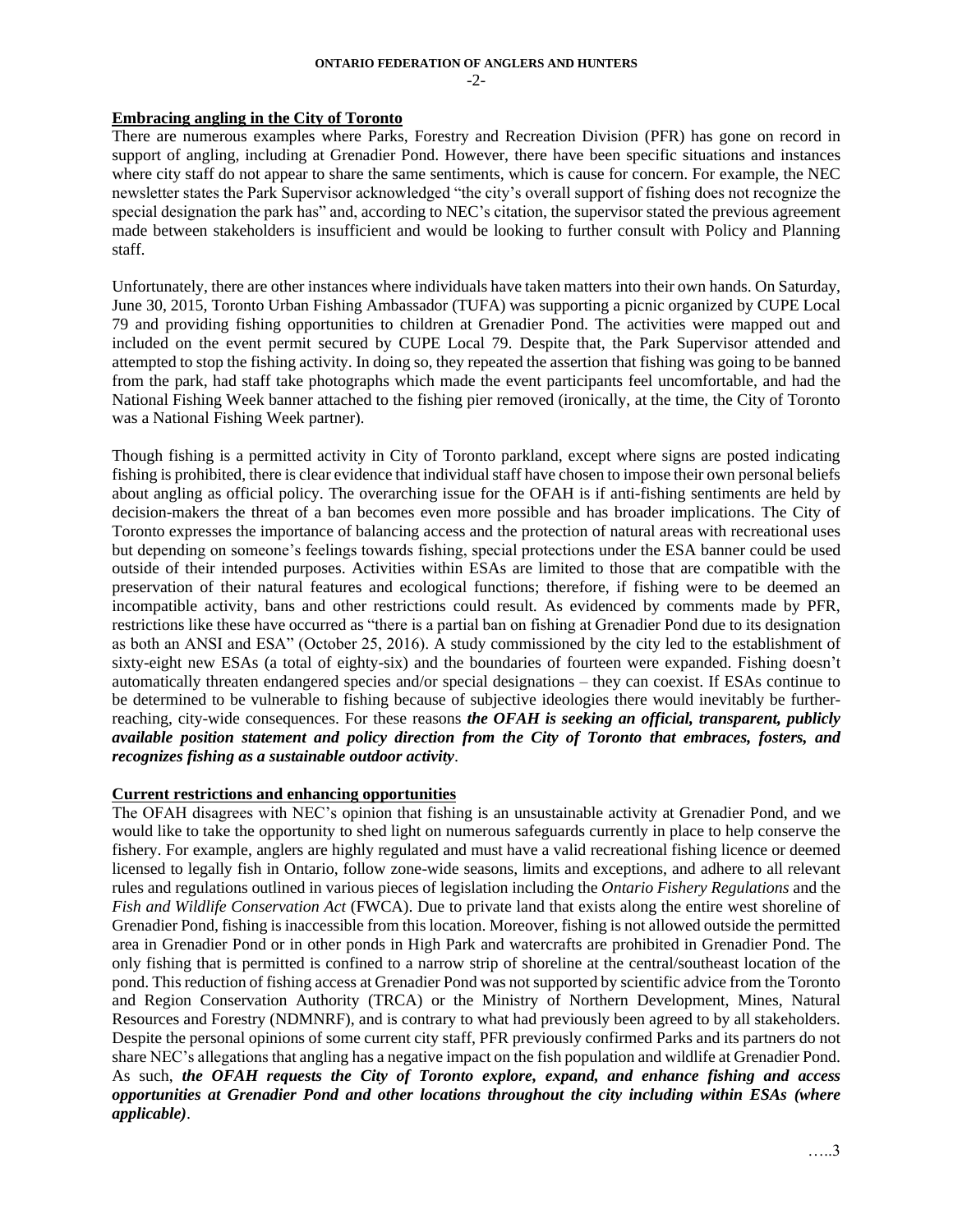**Embracing angling in the City of Toronto**

There are numerous examples where Parks, Forestry and Recreation Division (PFR) has gone on record in support of angling, including at Grenadier Pond. However, there have been specific situations and instances where city staff do not appear to share the same sentiments, which is cause for concern. For example, the NEC newsletter states the Park Supervisor acknowledged "the city's overall support of fishing does not recognize the special designation the park has" and, according to NEC's citation, the supervisor stated the previous agreement made between stakeholders is insufficient and would be looking to further consult with Policy and Planning staff.

Unfortunately, there are other instances where individuals have taken matters into their own hands. On Saturday, June 30, 2015, Toronto Urban Fishing Ambassador (TUFA) was supporting a picnic organized by CUPE Local 79 and providing fishing opportunities to children at Grenadier Pond. The activities were mapped out and included on the event permit secured by CUPE Local 79. Despite that, the Park Supervisor attended and attempted to stop the fishing activity. In doing so, they repeated the assertion that fishing was going to be banned from the park, had staff take photographs which made the event participants feel uncomfortable, and had the National Fishing Week banner attached to the fishing pier removed (ironically, at the time, the City of Toronto was a National Fishing Week partner).

Though fishing is a permitted activity in City of Toronto parkland, except where signs are posted indicating fishing is prohibited, there is clear evidence that individual staff have chosen to impose their own personal beliefs about angling as official policy. The overarching issue for the OFAH is if anti-fishing sentiments are held by decision-makers the threat of a ban becomes even more possible and has broader implications. The City of Toronto expresses the importance of balancing access and the protection of natural areas with recreational uses but depending on someone's feelings towards fishing, special protections under the ESA banner could be used outside of their intended purposes. Activities within ESAs are limited to those that are compatible with the preservation of their natural features and ecological functions; therefore, if fishing were to be deemed an incompatible activity, bans and other restrictions could result. As evidenced by comments made by PFR, restrictions like these have occurred as "there is a partial ban on fishing at Grenadier Pond due to its designation as both an ANSI and ESA" (October 25, 2016). A study commissioned by the city led to the establishment of sixty-eight new ESAs (a total of eighty-six) and the boundaries of fourteen were expanded. Fishing doesn't automatically threaten endangered species and/or special designations – they can coexist. If ESAs continue to be determined to be vulnerable to fishing because of subjective ideologies there would inevitably be further-reaching, city-wide consequences. For these reasons ***the OFAH is seeking an official, transparent, publicly available position statement and policy direction from the City of Toronto that embraces, fosters, and recognizes fishing as a sustainable outdoor activity***.

**Current restrictions and enhancing opportunities**

The OFAH disagrees with NEC's opinion that fishing is an unsustainable activity at Grenadier Pond, and we would like to take the opportunity to shed light on numerous safeguards currently in place to help conserve the fishery. For example, anglers are highly regulated and must have a valid recreational fishing licence or deemed licensed to legally fish in Ontario, follow zone-wide seasons, limits and exceptions, and adhere to all relevant rules and regulations outlined in various pieces of legislation including the *Ontario Fishery Regulations* and the *Fish and Wildlife Conservation Act* (FWCA). Due to private land that exists along the entire west shoreline of Grenadier Pond, fishing is inaccessible from this location. Moreover, fishing is not allowed outside the permitted area in Grenadier Pond or in other ponds in High Park and watercrafts are prohibited in Grenadier Pond. The only fishing that is permitted is confined to a narrow strip of shoreline at the central/southeast location of the pond. This reduction of fishing access at Grenadier Pond was not supported by scientific advice from the Toronto and Region Conservation Authority (TRCA) or the Ministry of Northern Development, Mines, Natural Resources and Forestry (NDMNRF), and is contrary to what had previously been agreed to by all stakeholders. Despite the personal opinions of some current city staff, PFR previously confirmed Parks and its partners do not share NEC's allegations that angling has a negative impact on the fish population and wildlife at Grenadier Pond. As such, ***the OFAH requests the City of Toronto explore, expand, and enhance fishing and access opportunities at Grenadier Pond and other locations throughout the city including within ESAs (where applicable)***.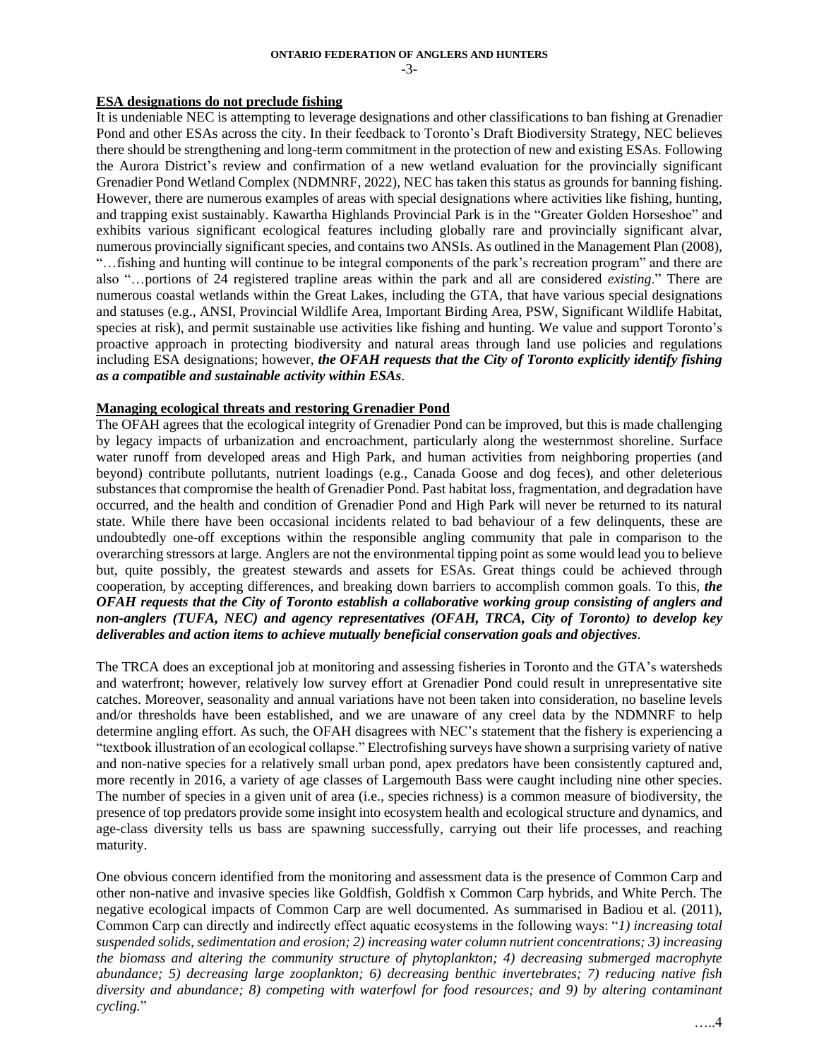**ESA designations do not preclude fishing**

It is undeniable NEC is attempting to leverage designations and other classifications to ban fishing at Grenadier Pond and other ESAs across the city. In their feedback to Toronto's Draft Biodiversity Strategy, NEC believes there should be strengthening and long-term commitment in the protection of new and existing ESAs. Following the Aurora District's review and confirmation of a new wetland evaluation for the provincially significant Grenadier Pond Wetland Complex (NDMNRF, 2022), NEC has taken this status as grounds for banning fishing. However, there are numerous examples of areas with special designations where activities like fishing, hunting, and trapping exist sustainably. Kawartha Highlands Provincial Park is in the "Greater Golden Horseshoe" and exhibits various significant ecological features including globally rare and provincially significant alvar, numerous provincially significant species, and contains two ANSIs. As outlined in the Management Plan (2008), "…fishing and hunting will continue to be integral components of the park's recreation program" and there are also "…portions of 24 registered trapline areas within the park and all are considered *existing*." There are numerous coastal wetlands within the Great Lakes, including the GTA, that have various special designations and statuses (e.g., ANSI, Provincial Wildlife Area, Important Birding Area, PSW, Significant Wildlife Habitat, species at risk), and permit sustainable use activities like fishing and hunting. We value and support Toronto's proactive approach in protecting biodiversity and natural areas through land use policies and regulations including ESA designations; however, ***the OFAH requests that the City of Toronto explicitly identify fishing as a compatible and sustainable activity within ESAs***.

**Managing ecological threats and restoring Grenadier Pond**

The OFAH agrees that the ecological integrity of Grenadier Pond can be improved, but this is made challenging by legacy impacts of urbanization and encroachment, particularly along the westernmost shoreline. Surface water runoff from developed areas and High Park, and human activities from neighboring properties (and beyond) contribute pollutants, nutrient loadings (e.g., Canada Goose and dog feces), and other deleterious substances that compromise the health of Grenadier Pond. Past habitat loss, fragmentation, and degradation have occurred, and the health and condition of Grenadier Pond and High Park will never be returned to its natural state. While there have been occasional incidents related to bad behaviour of a few delinquents, these are undoubtedly one-off exceptions within the responsible angling community that pale in comparison to the overarching stressors at large. Anglers are not the environmental tipping point as some would lead you to believe but, quite possibly, the greatest stewards and assets for ESAs. Great things could be achieved through cooperation, by accepting differences, and breaking down barriers to accomplish common goals. To this, ***the OFAH requests that the City of Toronto establish a collaborative working group consisting of anglers and non-anglers (TUFA, NEC) and agency representatives (OFAH, TRCA, City of Toronto) to develop key deliverables and action items to achieve mutually beneficial conservation goals and objectives***.

The TRCA does an exceptional job at monitoring and assessing fisheries in Toronto and the GTA's watersheds and waterfront; however, relatively low survey effort at Grenadier Pond could result in unrepresentative site catches. Moreover, seasonality and annual variations have not been taken into consideration, no baseline levels and/or thresholds have been established, and we are unaware of any creel data by the NDMNRF to help determine angling effort. As such, the OFAH disagrees with NEC's statement that the fishery is experiencing a "textbook illustration of an ecological collapse." Electrofishing surveys have shown a surprising variety of native and non-native species for a relatively small urban pond, apex predators have been consistently captured and, more recently in 2016, a variety of age classes of Largemouth Bass were caught including nine other species. The number of species in a given unit of area (i.e., species richness) is a common measure of biodiversity, the presence of top predators provide some insight into ecosystem health and ecological structure and dynamics, and age-class diversity tells us bass are spawning successfully, carrying out their life processes, and reaching maturity.

One obvious concern identified from the monitoring and assessment data is the presence of Common Carp and other non-native and invasive species like Goldfish, Goldfish x Common Carp hybrids, and White Perch. The negative ecological impacts of Common Carp are well documented. As summarised in Badiou et al. (2011), Common Carp can directly and indirectly effect aquatic ecosystems in the following ways: "*1) increasing total suspended solids, sedimentation and erosion; 2) increasing water column nutrient concentrations; 3) increasing the biomass and altering the community structure of phytoplankton; 4) decreasing submerged macrophyte abundance; 5) decreasing large zooplankton; 6) decreasing benthic invertebrates; 7) reducing native fish diversity and abundance; 8) competing with waterfowl for food resources; and 9) by altering contaminant cycling.*"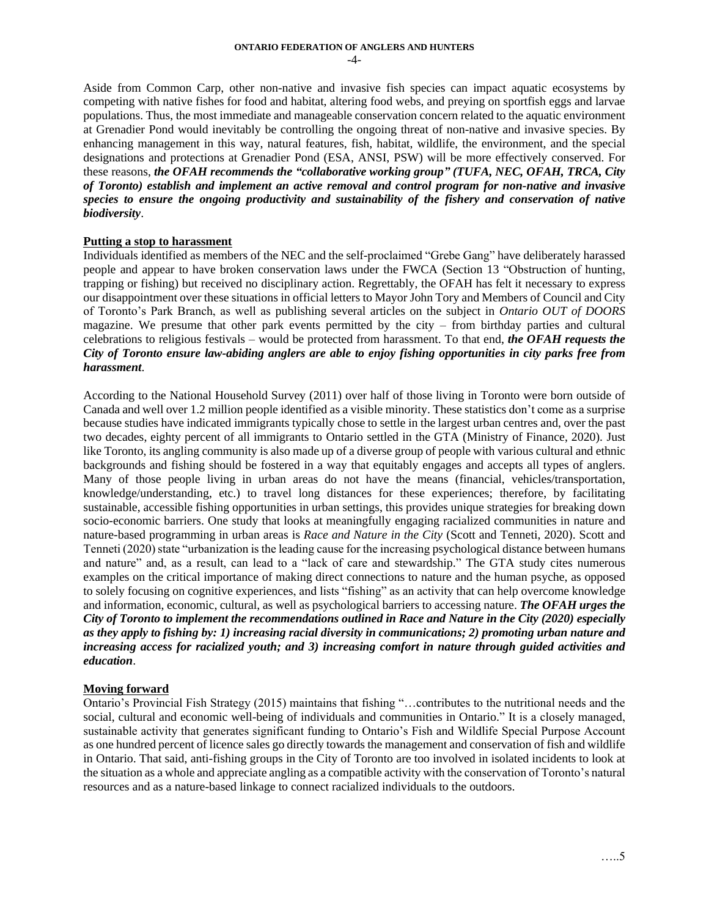Aside from Common Carp, other non-native and invasive fish species can impact aquatic ecosystems by competing with native fishes for food and habitat, altering food webs, and preying on sportfish eggs and larvae populations. Thus, the most immediate and manageable conservation concern related to the aquatic environment at Grenadier Pond would inevitably be controlling the ongoing threat of non-native and invasive species. By enhancing management in this way, natural features, fish, habitat, wildlife, the environment, and the special designations and protections at Grenadier Pond (ESA, ANSI, PSW) will be more effectively conserved. For these reasons, ***the OFAH recommends the "collaborative working group" (TUFA, NEC, OFAH, TRCA, City of Toronto) establish and implement an active removal and control program for non-native and invasive species to ensure the ongoing productivity and sustainability of the fishery and conservation of native biodiversity***.

**Putting a stop to harassment**

Individuals identified as members of the NEC and the self-proclaimed "Grebe Gang" have deliberately harassed people and appear to have broken conservation laws under the FWCA (Section 13 "Obstruction of hunting, trapping or fishing) but received no disciplinary action. Regrettably, the OFAH has felt it necessary to express our disappointment over these situations in official letters to Mayor John Tory and Members of Council and City of Toronto's Park Branch, as well as publishing several articles on the subject in *Ontario OUT of DOORS* magazine. We presume that other park events permitted by the city – from birthday parties and cultural celebrations to religious festivals – would be protected from harassment. To that end, ***the OFAH requests the City of Toronto ensure law-abiding anglers are able to enjoy fishing opportunities in city parks free from harassment***.

According to the National Household Survey (2011) over half of those living in Toronto were born outside of Canada and well over 1.2 million people identified as a visible minority. These statistics don't come as a surprise because studies have indicated immigrants typically chose to settle in the largest urban centres and, over the past two decades, eighty percent of all immigrants to Ontario settled in the GTA (Ministry of Finance, 2020). Just like Toronto, its angling community is also made up of a diverse group of people with various cultural and ethnic backgrounds and fishing should be fostered in a way that equitably engages and accepts all types of anglers. Many of those people living in urban areas do not have the means (financial, vehicles/transportation, knowledge/understanding, etc.) to travel long distances for these experiences; therefore, by facilitating sustainable, accessible fishing opportunities in urban settings, this provides unique strategies for breaking down socio-economic barriers. One study that looks at meaningfully engaging racialized communities in nature and nature-based programming in urban areas is *Race and Nature in the City* (Scott and Tenneti, 2020). Scott and Tenneti (2020) state "urbanization is the leading cause for the increasing psychological distance between humans and nature" and, as a result, can lead to a "lack of care and stewardship." The GTA study cites numerous examples on the critical importance of making direct connections to nature and the human psyche, as opposed to solely focusing on cognitive experiences, and lists "fishing" as an activity that can help overcome knowledge and information, economic, cultural, as well as psychological barriers to accessing nature. ***The OFAH urges the City of Toronto to implement the recommendations outlined in Race and Nature in the City (2020) especially as they apply to fishing by: 1) increasing racial diversity in communications; 2) promoting urban nature and increasing access for racialized youth; and 3) increasing comfort in nature through guided activities and education***.

**Moving forward**

Ontario's Provincial Fish Strategy (2015) maintains that fishing "…contributes to the nutritional needs and the social, cultural and economic well-being of individuals and communities in Ontario." It is a closely managed, sustainable activity that generates significant funding to Ontario's Fish and Wildlife Special Purpose Account as one hundred percent of licence sales go directly towards the management and conservation of fish and wildlife in Ontario. That said, anti-fishing groups in the City of Toronto are too involved in isolated incidents to look at the situation as a whole and appreciate angling as a compatible activity with the conservation of Toronto's natural resources and as a nature-based linkage to connect racialized individuals to the outdoors.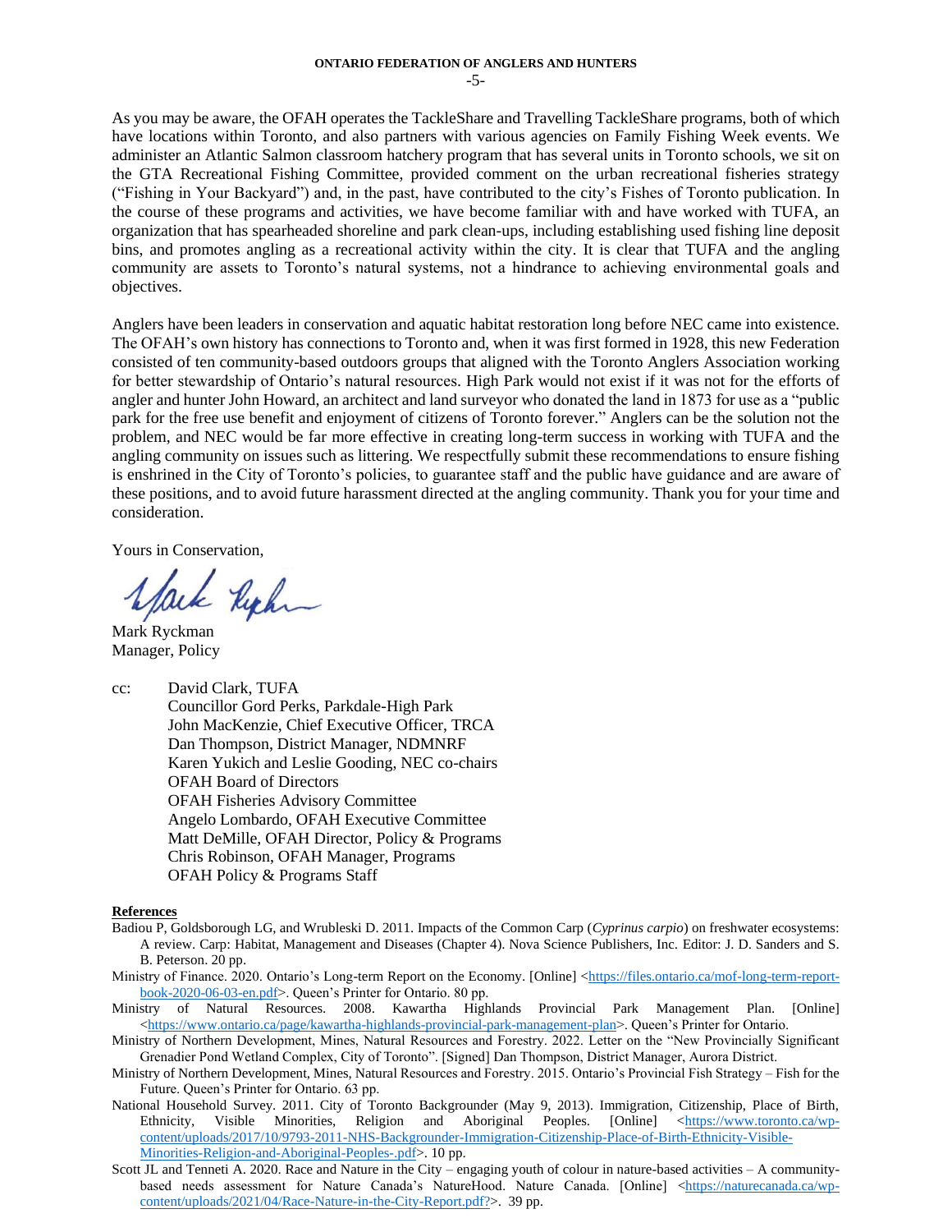As you may be aware, the OFAH operates the TackleShare and Travelling TackleShare programs, both of which have locations within Toronto, and also partners with various agencies on Family Fishing Week events. We administer an Atlantic Salmon classroom hatchery program that has several units in Toronto schools, we sit on the GTA Recreational Fishing Committee, provided comment on the urban recreational fisheries strategy ("Fishing in Your Backyard") and, in the past, have contributed to the city's Fishes of Toronto publication. In the course of these programs and activities, we have become familiar with and have worked with TUFA, an organization that has spearheaded shoreline and park clean-ups, including establishing used fishing line deposit bins, and promotes angling as a recreational activity within the city. It is clear that TUFA and the angling community are assets to Toronto's natural systems, not a hindrance to achieving environmental goals and objectives.

Anglers have been leaders in conservation and aquatic habitat restoration long before NEC came into existence. The OFAH's own history has connections to Toronto and, when it was first formed in 1928, this new Federation consisted of ten community-based outdoors groups that aligned with the Toronto Anglers Association working for better stewardship of Ontario's natural resources. High Park would not exist if it was not for the efforts of angler and hunter John Howard, an architect and land surveyor who donated the land in 1873 for use as a "public park for the free use benefit and enjoyment of citizens of Toronto forever." Anglers can be the solution not the problem, and NEC would be far more effective in creating long-term success in working with TUFA and the angling community on issues such as littering. We respectfully submit these recommendations to ensure fishing is enshrined in the City of Toronto's policies, to guarantee staff and the public have guidance and are aware of these positions, and to avoid future harassment directed at the angling community. Thank you for your time and consideration.

Yours in Conservation,

Mark Ryckman
Manager, Policy

cc: David Clark, TUFA
Councillor Gord Perks, Parkdale-High Park
John MacKenzie, Chief Executive Officer, TRCA
Dan Thompson, District Manager, NDMNRF
Karen Yukich and Leslie Gooding, NEC co-chairs
OFAH Board of Directors
OFAH Fisheries Advisory Committee
Angelo Lombardo, OFAH Executive Committee
Matt DeMille, OFAH Director, Policy & Programs
Chris Robinson, OFAH Manager, Programs
OFAH Policy & Programs Staff

**References**

Badiou P, Goldsborough LG, and Wrubleski D. 2011. Impacts of the Common Carp (*Cyprinus carpio*) on freshwater ecosystems: A review. Carp: Habitat, Management and Diseases (Chapter 4). Nova Science Publishers, Inc. Editor: J. D. Sanders and S. B. Peterson. 20 pp.

Ministry of Finance. 2020. Ontario's Long-term Report on the Economy. [Online] <https://files.ontario.ca/mof-long-term-report-book-2020-06-03-en.pdf>. Queen's Printer for Ontario. 80 pp.

Ministry of Natural Resources. 2008. Kawartha Highlands Provincial Park Management Plan. [Online] <https://www.ontario.ca/page/kawartha-highlands-provincial-park-management-plan>. Queen's Printer for Ontario.

Ministry of Northern Development, Mines, Natural Resources and Forestry. 2022. Letter on the "New Provincially Significant Grenadier Pond Wetland Complex, City of Toronto". [Signed] Dan Thompson, District Manager, Aurora District.

Ministry of Northern Development, Mines, Natural Resources and Forestry. 2015. Ontario's Provincial Fish Strategy – Fish for the Future. Queen's Printer for Ontario. 63 pp.

National Household Survey. 2011. City of Toronto Backgrounder (May 9, 2013). Immigration, Citizenship, Place of Birth, Ethnicity, Visible Minorities, Religion and Aboriginal Peoples. [Online] <https://www.toronto.ca/wp-content/uploads/2017/10/9793-2011-NHS-Backgrounder-Immigration-Citizenship-Place-of-Birth-Ethnicity-Visible-Minorities-Religion-and-Aboriginal-Peoples-.pdf>. 10 pp.

Scott JL and Tenneti A. 2020. Race and Nature in the City – engaging youth of colour in nature-based activities – A community-based needs assessment for Nature Canada's NatureHood. Nature Canada. [Online] <https://naturecanada.ca/wp-content/uploads/2021/04/Race-Nature-in-the-City-Report.pdf?>. 39 pp.